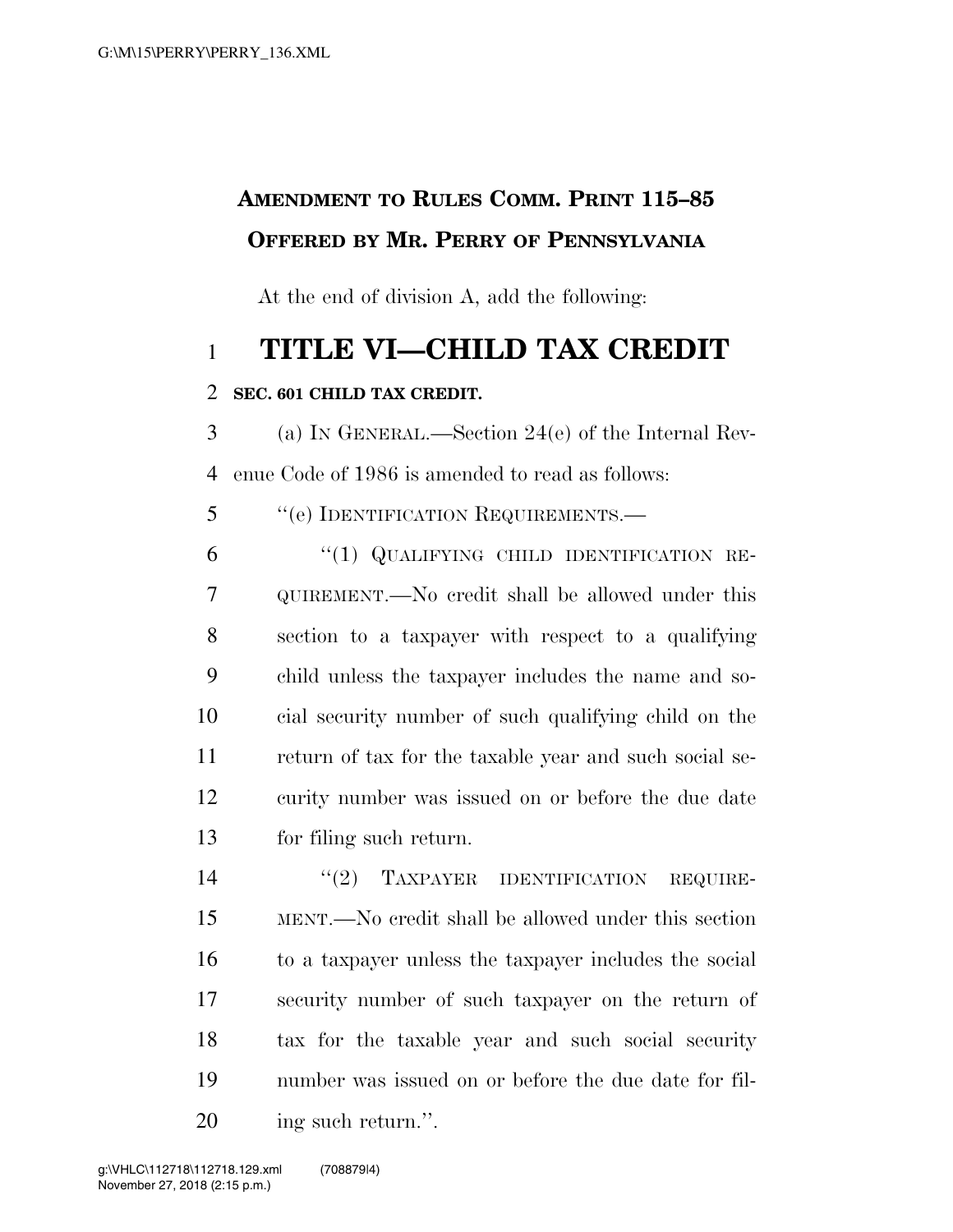**AMENDMENT TO RULES COMM. PRINT 115–85**

**OFFERED BY MR. PERRY OF PENNSYLVANIA**

At the end of division A, add the following:

# TITLE VI—CHILD TAX CREDIT

**SEC. 601 CHILD TAX CREDIT.**

(a) IN GENERAL.—Section 24(e) of the Internal Revenue Code of 1986 is amended to read as follows:

"(e) IDENTIFICATION REQUIREMENTS.—

"(1) QUALIFYING CHILD IDENTIFICATION REQUIREMENT.—No credit shall be allowed under this section to a taxpayer with respect to a qualifying child unless the taxpayer includes the name and social security number of such qualifying child on the return of tax for the taxable year and such social security number was issued on or before the due date for filing such return.

"(2) TAXPAYER IDENTIFICATION REQUIREMENT.—No credit shall be allowed under this section to a taxpayer unless the taxpayer includes the social security number of such taxpayer on the return of tax for the taxable year and such social security number was issued on or before the due date for filing such return.".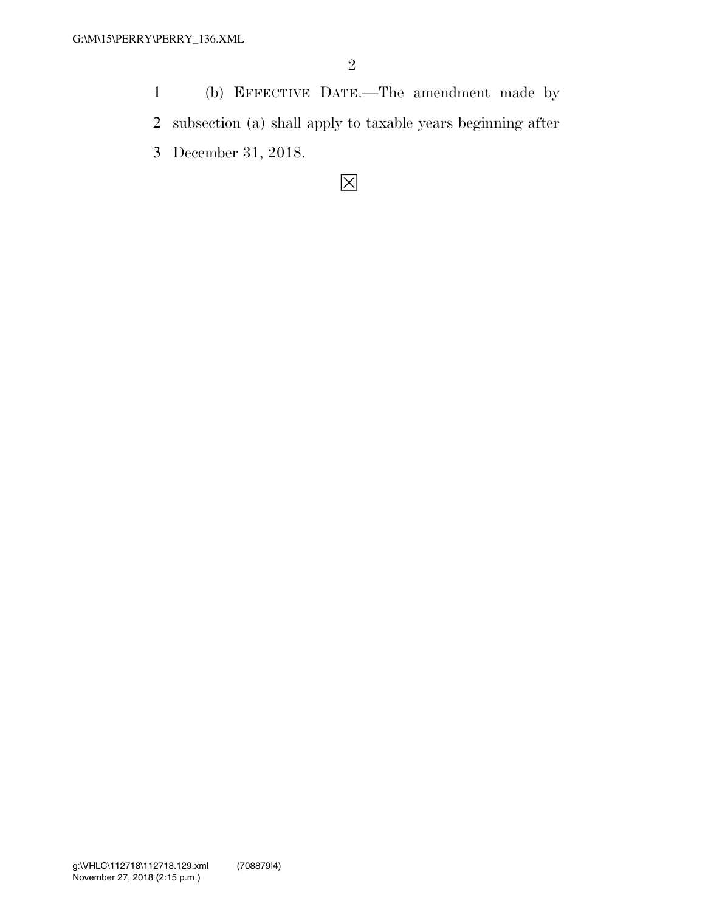(b) EFFECTIVE DATE.—The amendment made by subsection (a) shall apply to taxable years beginning after December 31, 2018.